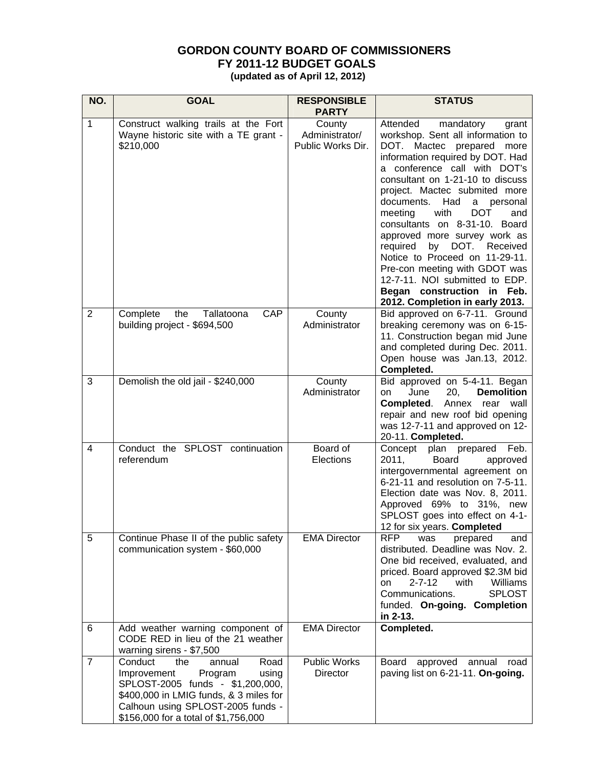# GORDON COUNTY BOARD OF COMMISSIONERS
## FY 2011-12 BUDGET GOALS
### (updated as of April 12, 2012)

| NO. | GOAL | RESPONSIBLE PARTY | STATUS |
|---|---|---|---|
| 1 | Construct walking trails at the Fort Wayne historic site with a TE grant - $210,000 | County Administrator/ Public Works Dir. | Attended mandatory grant workshop. Sent all information to DOT. Mactec prepared more information required by DOT. Had a conference call with DOT's consultant on 1-21-10 to discuss project. Mactec submited more documents. Had a personal meeting with DOT and consultants on 8-31-10. Board approved more survey work as required by DOT. Received Notice to Proceed on 11-29-11. Pre-con meeting with GDOT was 12-7-11. NOI submitted to EDP. **Began construction in Feb. 2012. Completion in early 2013.** |
| 2 | Complete the Tallatoona CAP building project - $694,500 | County Administrator | Bid approved on 6-7-11. Ground breaking ceremony was on 6-15-11. Construction began mid June and completed during Dec. 2011. Open house was Jan.13, 2012. **Completed.** |
| 3 | Demolish the old jail - $240,000 | County Administrator | Bid approved on 5-4-11. Began on June 20, **Demolition Completed**. Annex rear wall repair and new roof bid opening was 12-7-11 and approved on 12-20-11. **Completed.** |
| 4 | Conduct the SPLOST continuation referendum | Board of Elections | Concept plan prepared Feb. 2011, Board approved intergovernmental agreement on 6-21-11 and resolution on 7-5-11. Election date was Nov. 8, 2011. Approved 69% to 31%, new SPLOST goes into effect on 4-1-12 for six years. **Completed** |
| 5 | Continue Phase II of the public safety communication system - $60,000 | EMA Director | RFP was prepared and distributed. Deadline was Nov. 2. One bid received, evaluated, and priced. Board approved $2.3M bid on 2-7-12 with Williams Communications. SPLOST funded. **On-going. Completion in 2-13.** |
| 6 | Add weather warning component of CODE RED in lieu of the 21 weather warning sirens - $7,500 | EMA Director | **Completed.** |
| 7 | Conduct the annual Road Improvement Program using SPLOST-2005 funds - $1,200,000, $400,000 in LMIG funds, & 3 miles for Calhoun using SPLOST-2005 funds - $156,000 for a total of $1,756,000 | Public Works Director | Board approved annual road paving list on 6-21-11. **On-going.** |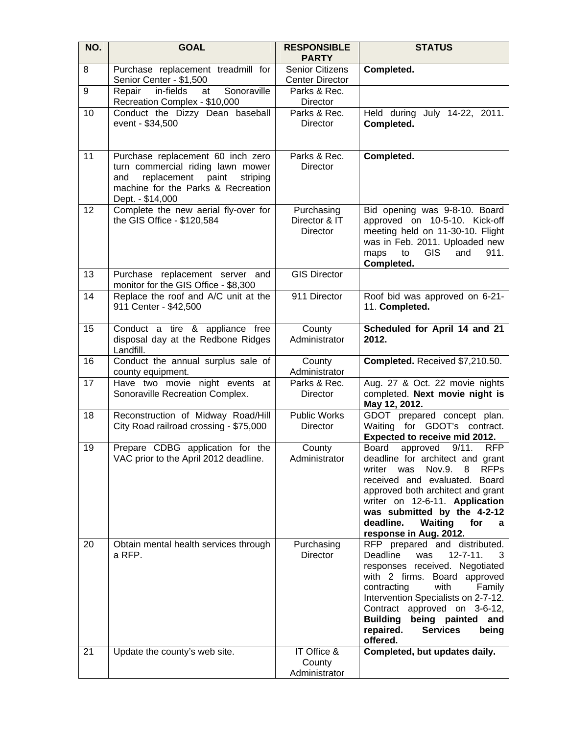| NO. | GOAL | RESPONSIBLE PARTY | STATUS |
|---|---|---|---|
| 8 | Purchase replacement treadmill for Senior Center - $1,500 | Senior Citizens Center Director | **Completed.** |
| 9 | Repair in-fields at Sonoraville Recreation Complex - $10,000 | Parks & Rec. Director | |
| 10 | Conduct the Dizzy Dean baseball event - $34,500 | Parks & Rec. Director | Held during July 14-22, 2011. **Completed.** |
| 11 | Purchase replacement 60 inch zero turn commercial riding lawn mower and replacement paint striping machine for the Parks & Recreation Dept. - $14,000 | Parks & Rec. Director | **Completed.** |
| 12 | Complete the new aerial fly-over for the GIS Office - $120,584 | Purchasing Director & IT Director | Bid opening was 9-8-10. Board approved on 10-5-10. Kick-off meeting held on 11-30-10. Flight was in Feb. 2011. Uploaded new maps to GIS and 911. **Completed.** |
| 13 | Purchase replacement server and monitor for the GIS Office - $8,300 | GIS Director | |
| 14 | Replace the roof and A/C unit at the 911 Center - $42,500 | 911 Director | Roof bid was approved on 6-21-11. **Completed.** |
| 15 | Conduct a tire & appliance free disposal day at the Redbone Ridges Landfill. | County Administrator | **Scheduled for April 14 and 21 2012.** |
| 16 | Conduct the annual surplus sale of county equipment. | County Administrator | **Completed.** Received $7,210.50. |
| 17 | Have two movie night events at Sonoraville Recreation Complex. | Parks & Rec. Director | Aug. 27 & Oct. 22 movie nights completed. **Next movie night is May 12, 2012.** |
| 18 | Reconstruction of Midway Road/Hill City Road railroad crossing - $75,000 | Public Works Director | GDOT prepared concept plan. Waiting for GDOT's contract. **Expected to receive mid 2012.** |
| 19 | Prepare CDBG application for the VAC prior to the April 2012 deadline. | County Administrator | Board approved 9/11. RFP deadline for architect and grant writer was Nov.9. 8 RFPs received and evaluated. Board approved both architect and grant writer on 12-6-11. **Application was submitted by the 4-2-12 deadline. Waiting for a response in Aug. 2012.** |
| 20 | Obtain mental health services through a RFP. | Purchasing Director | RFP prepared and distributed. Deadline was 12-7-11. 3 responses received. Negotiated with 2 firms. Board approved contracting with Family Intervention Specialists on 2-7-12. Contract approved on 3-6-12, **Building being painted and repaired. Services being offered.** |
| 21 | Update the county's web site. | IT Office & County Administrator | **Completed, but updates daily.** |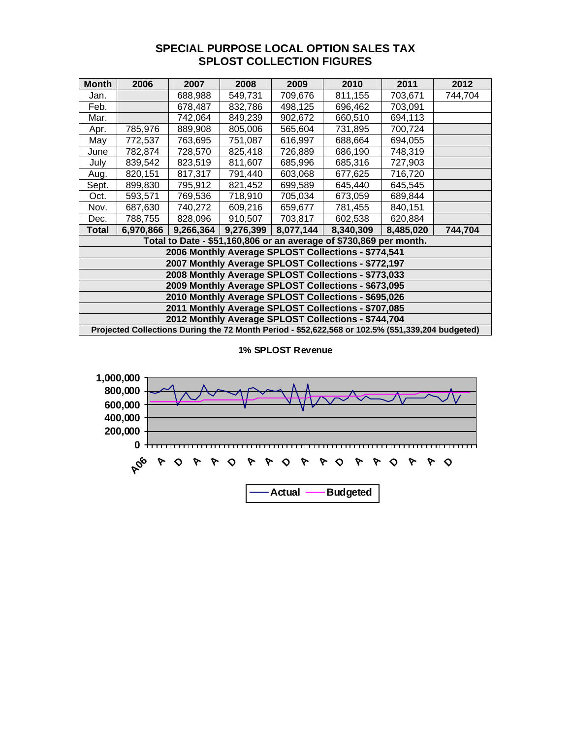# SPECIAL PURPOSE LOCAL OPTION SALES TAX
# SPLOST COLLECTION FIGURES

| Month | 2006 | 2007 | 2008 | 2009 | 2010 | 2011 | 2012 |
|---|---|---|---|---|---|---|---|
| Jan. | | 688,988 | 549,731 | 709,676 | 811,155 | 703,671 | 744,704 |
| Feb. | | 678,487 | 832,786 | 498,125 | 696,462 | 703,091 | |
| Mar. | | 742,064 | 849,239 | 902,672 | 660,510 | 694,113 | |
| Apr. | 785,976 | 889,908 | 805,006 | 565,604 | 731,895 | 700,724 | |
| May | 772,537 | 763,695 | 751,087 | 616,997 | 688,664 | 694,055 | |
| June | 782,874 | 728,570 | 825,418 | 726,889 | 686,190 | 748,319 | |
| July | 839,542 | 823,519 | 811,607 | 685,996 | 685,316 | 727,903 | |
| Aug. | 820,151 | 817,317 | 791,440 | 603,068 | 677,625 | 716,720 | |
| Sept. | 899,830 | 795,912 | 821,452 | 699,589 | 645,440 | 645,545 | |
| Oct. | 593,571 | 769,536 | 718,910 | 705,034 | 673,059 | 689,844 | |
| Nov. | 687,630 | 740,272 | 609,216 | 659,677 | 781,455 | 840,151 | |
| Dec. | 788,755 | 828,096 | 910,507 | 703,817 | 602,538 | 620,884 | |
| **Total** | **6,970,866** | **9,266,364** | **9,276,399** | **8,077,144** | **8,340,309** | **8,485,020** | **744,704** |
| **Total to Date - $51,160,806 or an average of $730,869 per month.** | | | | | | | |
| **2006 Monthly Average SPLOST Collections - $774,541** | | | | | | | |
| **2007 Monthly Average SPLOST Collections - $772,197** | | | | | | | |
| **2008 Monthly Average SPLOST Collections - $773,033** | | | | | | | |
| **2009 Monthly Average SPLOST Collections - $673,095** | | | | | | | |
| **2010 Monthly Average SPLOST Collections - $695,026** | | | | | | | |
| **2011 Monthly Average SPLOST Collections - $707,085** | | | | | | | |
| **2012 Monthly Average SPLOST Collections - $744,704** | | | | | | | |
| **Projected Collections During the 72 Month Period - $52,622,568 or 102.5% ($51,339,204 budgeted)** | | | | | | | |

**1% SPLOST Revenue**

1,000,000
800,000
600,000
400,000
200,000
0

A06 A D A A D A A D A A D A A D A A D

Actual
Budgeted